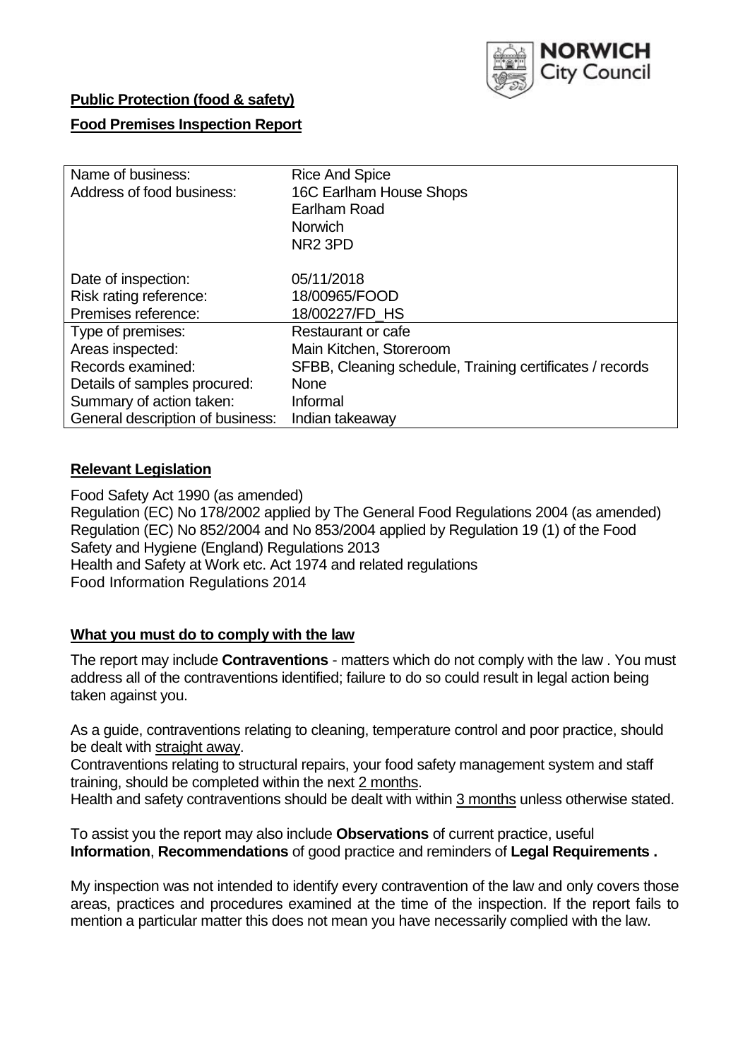NORWICH City Council

**Public Protection (food & safety)**

**Food Premises Inspection Report**

| | |
|---|---|
| Name of business: | Rice And Spice |
| Address of food business: | 16C Earlham House Shops<br>Earlham Road<br>Norwich<br>NR2 3PD |
| Date of inspection: | 05/11/2018 |
| Risk rating reference: | 18/00965/FOOD |
| Premises reference: | 18/00227/FD_HS |
| Type of premises: | Restaurant or cafe |
| Areas inspected: | Main Kitchen, Storeroom |
| Records examined: | SFBB, Cleaning schedule, Training certificates / records |
| Details of samples procured: | None |
| Summary of action taken: | Informal |
| General description of business: | Indian takeaway |

## Relevant Legislation

Food Safety Act 1990 (as amended)
Regulation (EC) No 178/2002 applied by The General Food Regulations 2004 (as amended)
Regulation (EC) No 852/2004 and No 853/2004 applied by Regulation 19 (1) of the Food Safety and Hygiene (England) Regulations 2013
Health and Safety at Work etc. Act 1974 and related regulations
Food Information Regulations 2014

## What you must do to comply with the law

The report may include **Contraventions** - matters which do not comply with the law . You must address all of the contraventions identified; failure to do so could result in legal action being taken against you.

As a guide, contraventions relating to cleaning, temperature control and poor practice, should be dealt with straight away.
Contraventions relating to structural repairs, your food safety management system and staff training, should be completed within the next 2 months.
Health and safety contraventions should be dealt with within 3 months unless otherwise stated.

To assist you the report may also include **Observations** of current practice, useful **Information**, **Recommendations** of good practice and reminders of **Legal Requirements .**

My inspection was not intended to identify every contravention of the law and only covers those areas, practices and procedures examined at the time of the inspection. If the report fails to mention a particular matter this does not mean you have necessarily complied with the law.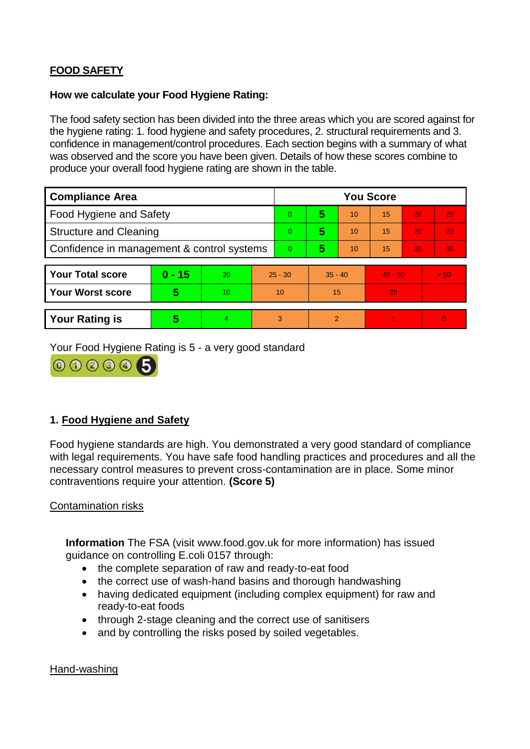**FOOD SAFETY**

**How we calculate your Food Hygiene Rating:**

The food safety section has been divided into the three areas which you are scored against for the hygiene rating: 1. food hygiene and safety procedures, 2. structural requirements and 3. confidence in management/control procedures. Each section begins with a summary of what was observed and the score you have been given. Details of how these scores combine to produce your overall food hygiene rating are shown in the table.

| Compliance Area | You Score | | | | | |
|---|---|---|---|---|---|---|
| Food Hygiene and Safety | 0 | **5** | 10 | 15 | 20 | 25 |
| Structure and Cleaning | 0 | **5** | 10 | 15 | 20 | 25 |
| Confidence in management & control systems | 0 | **5** | 10 | 15 | 20 | 30 |

| | | | | | | |
|---|---|---|---|---|---|---|
| **Your Total score** | **0 - 15** | 20 | 25 - 30 | 35 - 40 | 45 - 50 | > 50 |
| **Your Worst score** | **5** | 10 | 10 | 15 | 20 | - |

| | | | | | | |
|---|---|---|---|---|---|---|
| **Your Rating is** | **5** | 4 | 3 | 2 | 1 | 0 |

Your Food Hygiene Rating is 5 - a very good standard

## 1. Food Hygiene and Safety

Food hygiene standards are high. You demonstrated a very good standard of compliance with legal requirements. You have safe food handling practices and procedures and all the necessary control measures to prevent cross-contamination are in place. Some minor contraventions require your attention. **(Score 5)**

Contamination risks

**Information** The FSA (visit www.food.gov.uk for more information) has issued guidance on controlling E.coli 0157 through:

- the complete separation of raw and ready-to-eat food
- the correct use of wash-hand basins and thorough handwashing
- having dedicated equipment (including complex equipment) for raw and ready-to-eat foods
- through 2-stage cleaning and the correct use of sanitisers
- and by controlling the risks posed by soiled vegetables.

Hand-washing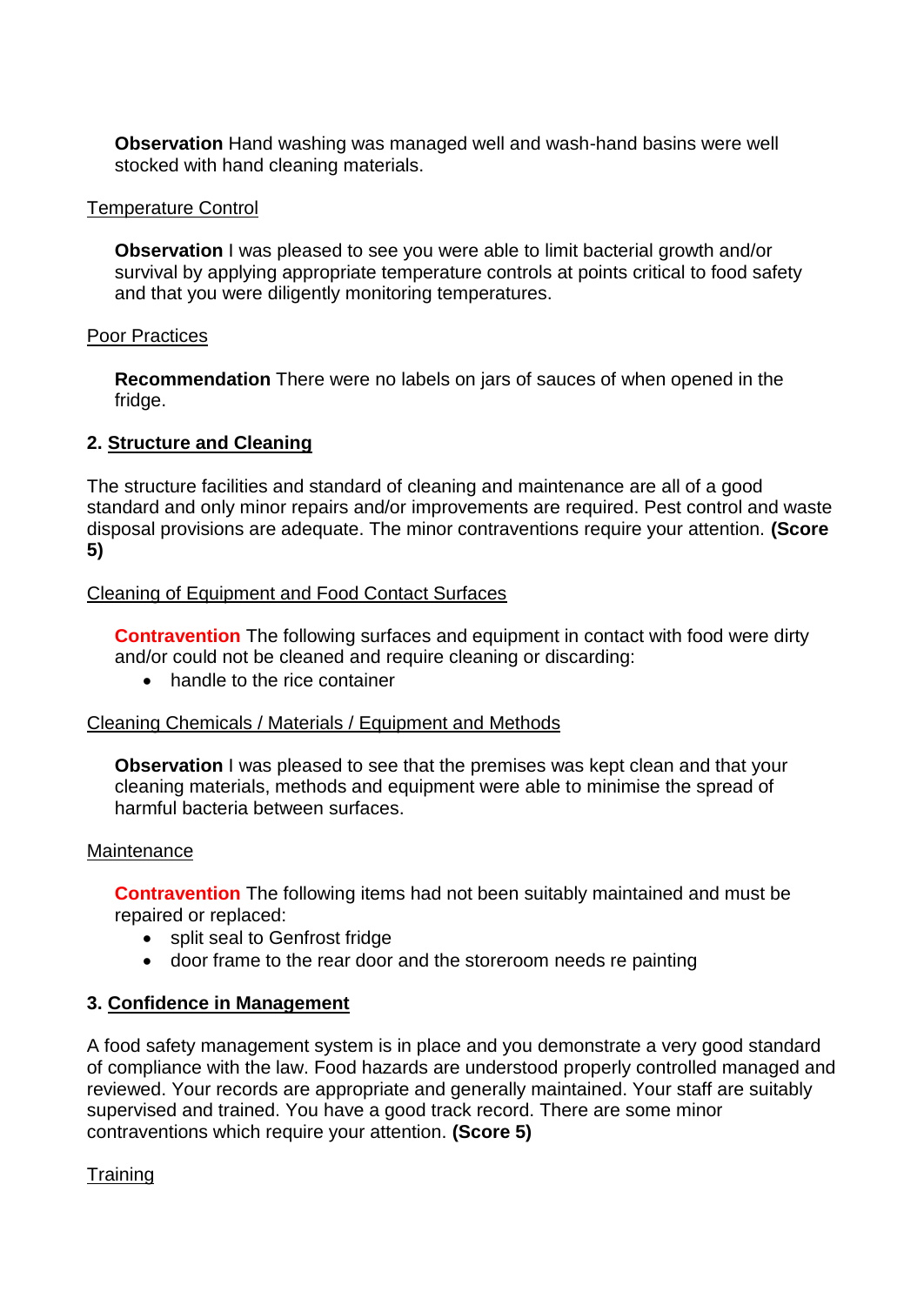**Observation** Hand washing was managed well and wash-hand basins were well stocked with hand cleaning materials.

Temperature Control

**Observation** I was pleased to see you were able to limit bacterial growth and/or survival by applying appropriate temperature controls at points critical to food safety and that you were diligently monitoring temperatures.

Poor Practices

**Recommendation** There were no labels on jars of sauces of when opened in the fridge.

## 2. Structure and Cleaning

The structure facilities and standard of cleaning and maintenance are all of a good standard and only minor repairs and/or improvements are required. Pest control and waste disposal provisions are adequate. The minor contraventions require your attention. **(Score 5)**

Cleaning of Equipment and Food Contact Surfaces

**Contravention** The following surfaces and equipment in contact with food were dirty and/or could not be cleaned and require cleaning or discarding:

- handle to the rice container

Cleaning Chemicals / Materials / Equipment and Methods

**Observation** I was pleased to see that the premises was kept clean and that your cleaning materials, methods and equipment were able to minimise the spread of harmful bacteria between surfaces.

Maintenance

**Contravention** The following items had not been suitably maintained and must be repaired or replaced:

- split seal to Genfrost fridge
- door frame to the rear door and the storeroom needs re painting

## 3. Confidence in Management

A food safety management system is in place and you demonstrate a very good standard of compliance with the law. Food hazards are understood properly controlled managed and reviewed. Your records are appropriate and generally maintained. Your staff are suitably supervised and trained. You have a good track record. There are some minor contraventions which require your attention. **(Score 5)**

Training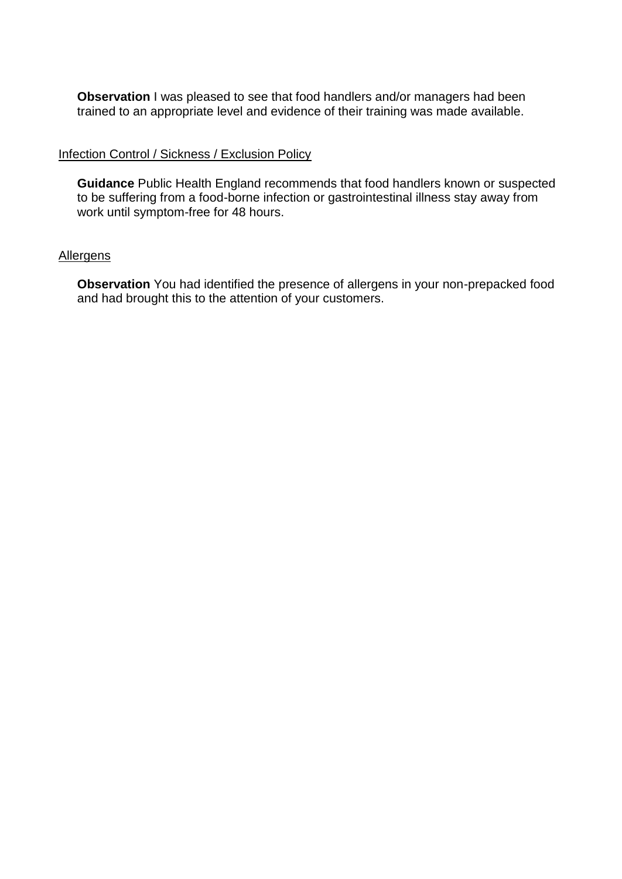**Observation** I was pleased to see that food handlers and/or managers had been trained to an appropriate level and evidence of their training was made available.

## Infection Control / Sickness / Exclusion Policy

**Guidance** Public Health England recommends that food handlers known or suspected to be suffering from a food-borne infection or gastrointestinal illness stay away from work until symptom-free for 48 hours.

## Allergens

**Observation** You had identified the presence of allergens in your non-prepacked food and had brought this to the attention of your customers.